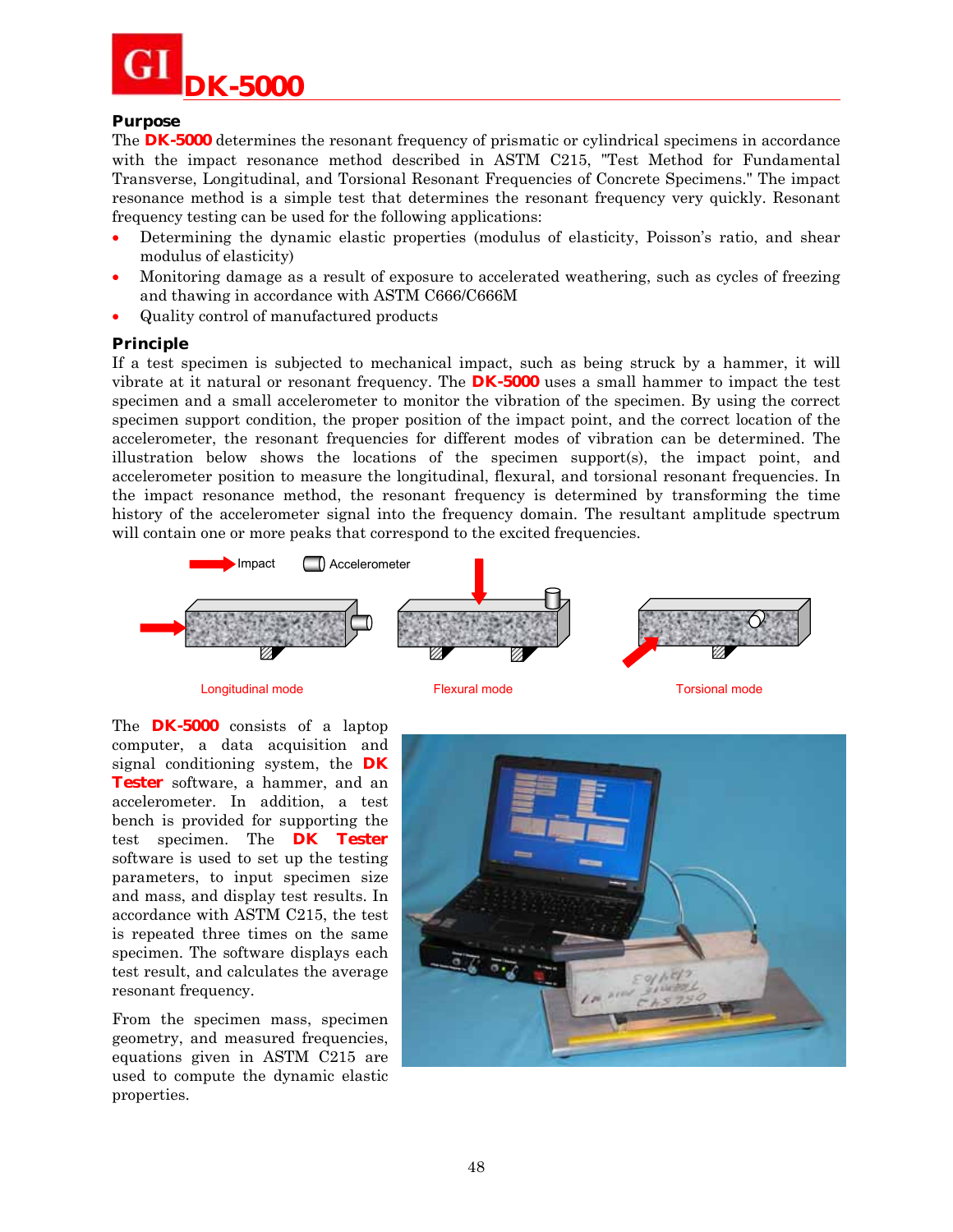# DK-5000

## Purpose

The **DK-5000** determines the resonant frequency of prismatic or cylindrical specimens in accordance with the impact resonance method described in ASTM C215, "Test Method for Fundamental Transverse, Longitudinal, and Torsional Resonant Frequencies of Concrete Specimens." The impact resonance method is a simple test that determines the resonant frequency very quickly. Resonant frequency testing can be used for the following applications:

- Determining the dynamic elastic properties (modulus of elasticity, Poisson's ratio, and shear modulus of elasticity)
- Monitoring damage as a result of exposure to accelerated weathering, such as cycles of freezing and thawing in accordance with ASTM C666/C666M
- Quality control of manufactured products

## Principle

If a test specimen is subjected to mechanical impact, such as being struck by a hammer, it will vibrate at it natural or resonant frequency. The **DK-5000** uses a small hammer to impact the test specimen and a small accelerometer to monitor the vibration of the specimen. By using the correct specimen support condition, the proper position of the impact point, and the correct location of the accelerometer, the resonant frequencies for different modes of vibration can be determined. The illustration below shows the locations of the specimen support(s), the impact point, and accelerometer position to measure the longitudinal, flexural, and torsional resonant frequencies. In the impact resonance method, the resonant frequency is determined by transforming the time history of the accelerometer signal into the frequency domain. The resultant amplitude spectrum will contain one or more peaks that correspond to the excited frequencies.

Impact — Accelerometer

Longitudinal mode — Flexural mode — Torsional mode

The **DK-5000** consists of a laptop computer, a data acquisition and signal conditioning system, the **DK Tester** software, a hammer, and an accelerometer. In addition, a test bench is provided for supporting the test specimen. The **DK Tester** software is used to set up the testing parameters, to input specimen size and mass, and display test results. In accordance with ASTM C215, the test is repeated three times on the same specimen. The software displays each test result, and calculates the average resonant frequency.

From the specimen mass, specimen geometry, and measured frequencies, equations given in ASTM C215 are used to compute the dynamic elastic properties.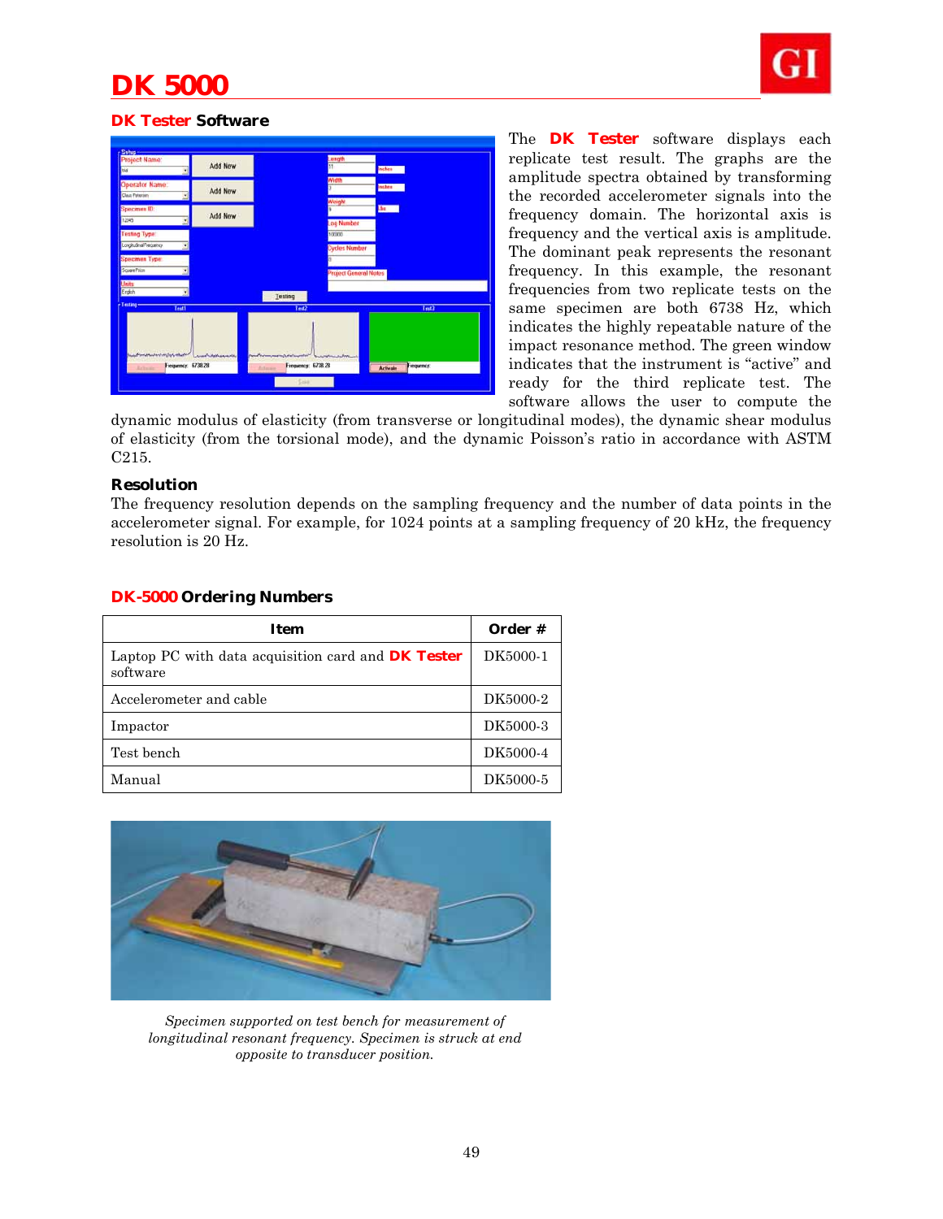# DK 5000

## DK Tester Software

The **DK Tester** software displays each replicate test result. The graphs are the amplitude spectra obtained by transforming the recorded accelerometer signals into the frequency domain. The horizontal axis is frequency and the vertical axis is amplitude. The dominant peak represents the resonant frequency. In this example, the resonant frequencies from two replicate tests on the same specimen are both 6738 Hz, which indicates the highly repeatable nature of the impact resonance method. The green window indicates that the instrument is "active" and ready for the third replicate test. The software allows the user to compute the dynamic modulus of elasticity (from transverse or longitudinal modes), the dynamic shear modulus of elasticity (from the torsional mode), and the dynamic Poisson's ratio in accordance with ASTM C215.

### Resolution

The frequency resolution depends on the sampling frequency and the number of data points in the accelerometer signal. For example, for 1024 points at a sampling frequency of 20 kHz, the frequency resolution is 20 Hz.

## DK-5000 Ordering Numbers

| Item | Order # |
|---|---|
| Laptop PC with data acquisition card and **DK Tester** software | DK5000-1 |
| Accelerometer and cable | DK5000-2 |
| Impactor | DK5000-3 |
| Test bench | DK5000-4 |
| Manual | DK5000-5 |

*Specimen supported on test bench for measurement of longitudinal resonant frequency. Specimen is struck at end opposite to transducer position.*